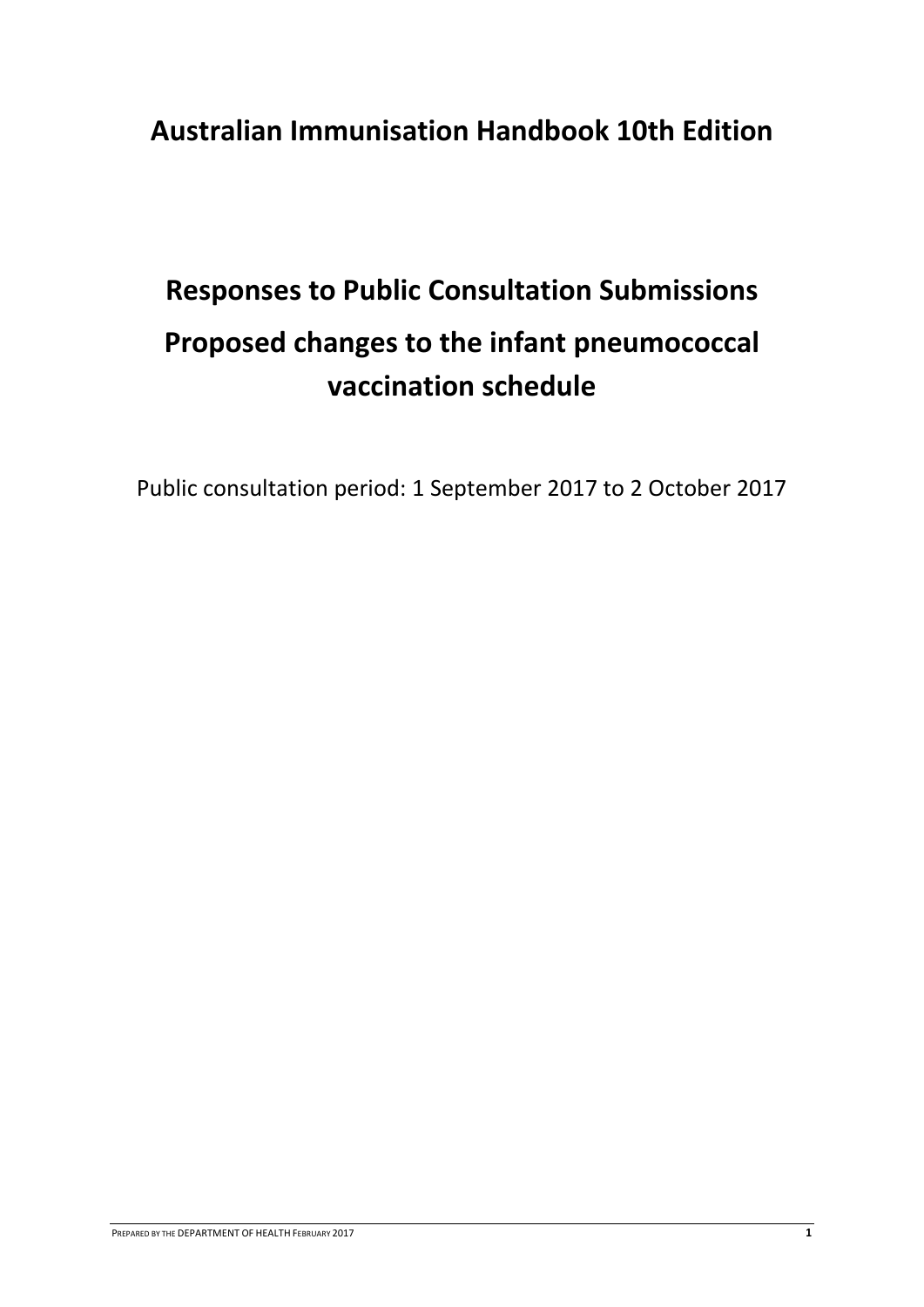# Australian Immunisation Handbook 10th Edition

# Responses to Public Consultation Submissions

# Proposed changes to the infant pneumococcal vaccination schedule

Public consultation period: 1 September 2017 to 2 October 2017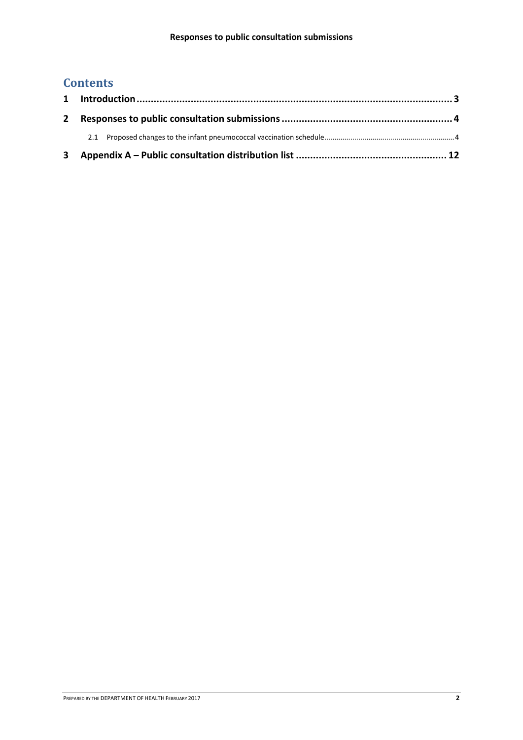## Contents

1 Introduction ........................................................ 3

2 Responses to public consultation submissions ........................................................ 4

 2.1 Proposed changes to the infant pneumococcal vaccination schedule ........................................................ 4

3 Appendix A – Public consultation distribution list ........................................................ 12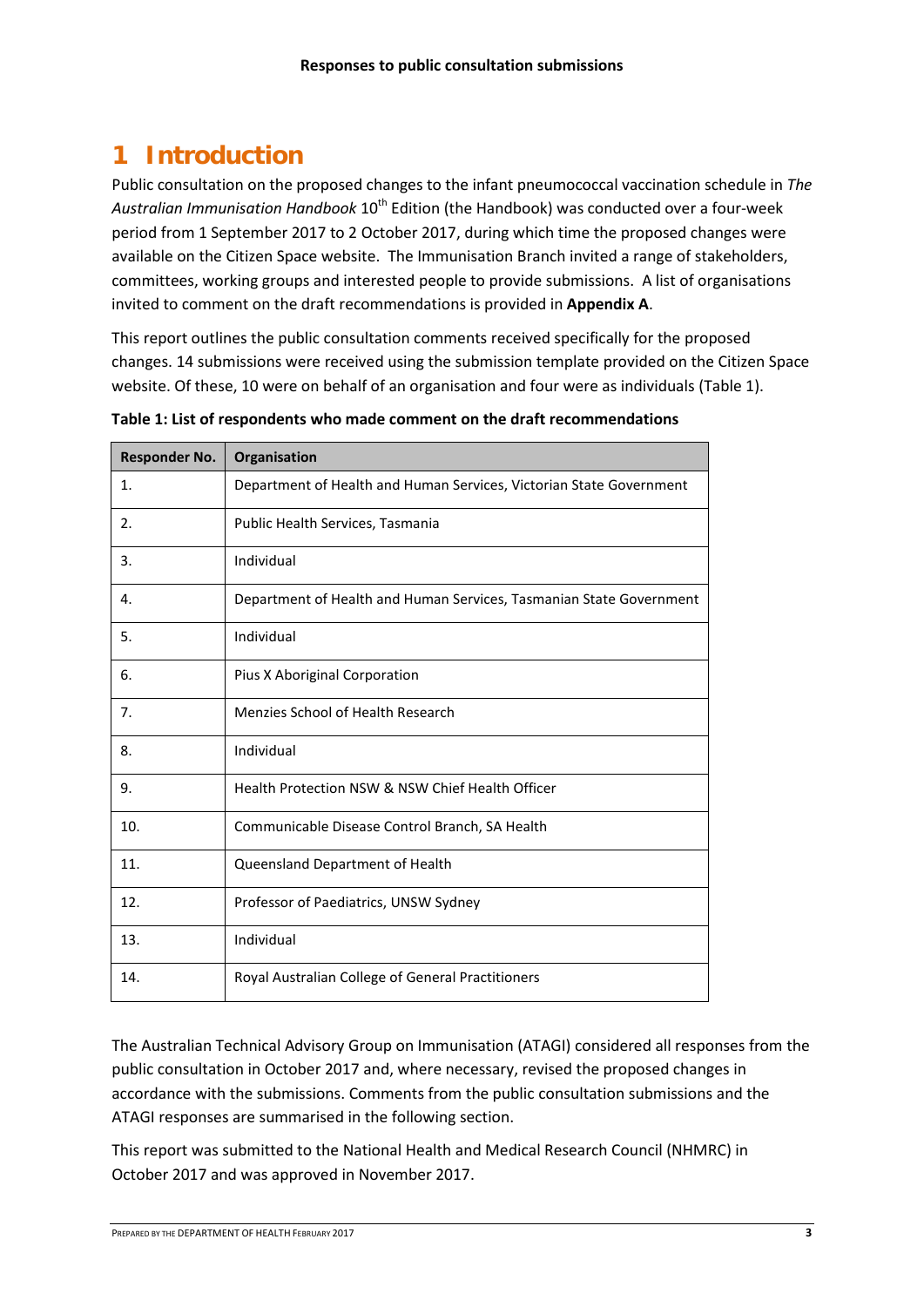# 1 Introduction

Public consultation on the proposed changes to the infant pneumococcal vaccination schedule in *The Australian Immunisation Handbook* 10th Edition (the Handbook) was conducted over a four-week period from 1 September 2017 to 2 October 2017, during which time the proposed changes were available on the Citizen Space website. The Immunisation Branch invited a range of stakeholders, committees, working groups and interested people to provide submissions. A list of organisations invited to comment on the draft recommendations is provided in **Appendix A**.

This report outlines the public consultation comments received specifically for the proposed changes. 14 submissions were received using the submission template provided on the Citizen Space website. Of these, 10 were on behalf of an organisation and four were as individuals (Table 1).

**Table 1: List of respondents who made comment on the draft recommendations**

| Responder No. | Organisation |
|---|---|
| 1. | Department of Health and Human Services, Victorian State Government |
| 2. | Public Health Services, Tasmania |
| 3. | Individual |
| 4. | Department of Health and Human Services, Tasmanian State Government |
| 5. | Individual |
| 6. | Pius X Aboriginal Corporation |
| 7. | Menzies School of Health Research |
| 8. | Individual |
| 9. | Health Protection NSW & NSW Chief Health Officer |
| 10. | Communicable Disease Control Branch, SA Health |
| 11. | Queensland Department of Health |
| 12. | Professor of Paediatrics, UNSW Sydney |
| 13. | Individual |
| 14. | Royal Australian College of General Practitioners |

The Australian Technical Advisory Group on Immunisation (ATAGI) considered all responses from the public consultation in October 2017 and, where necessary, revised the proposed changes in accordance with the submissions. Comments from the public consultation submissions and the ATAGI responses are summarised in the following section.

This report was submitted to the National Health and Medical Research Council (NHMRC) in October 2017 and was approved in November 2017.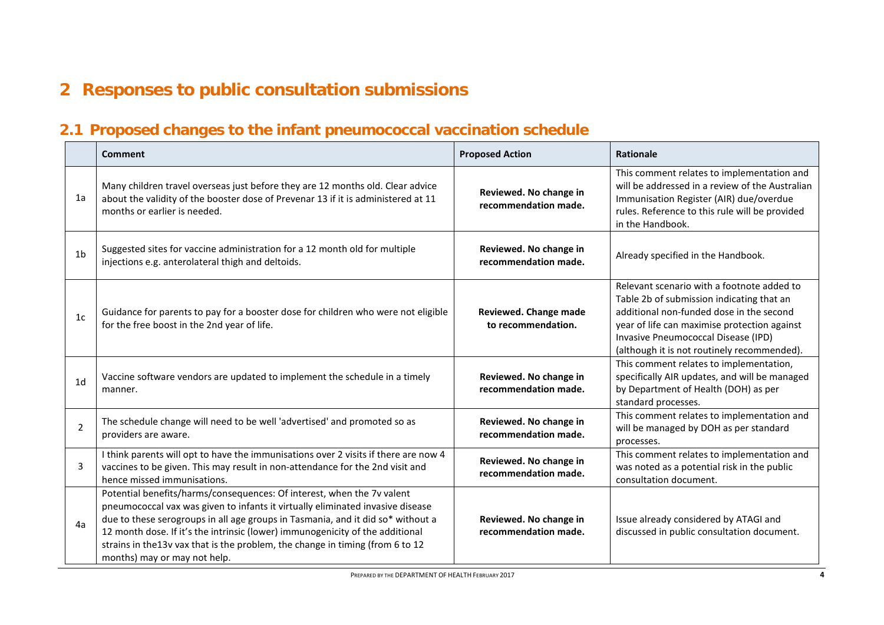# 2 Responses to public consultation submissions

## 2.1 Proposed changes to the infant pneumococcal vaccination schedule

| | Comment | Proposed Action | Rationale |
|---|---|---|---|
| 1a | Many children travel overseas just before they are 12 months old. Clear advice about the validity of the booster dose of Prevenar 13 if it is administered at 11 months or earlier is needed. | **Reviewed. No change in recommendation made.** | This comment relates to implementation and will be addressed in a review of the Australian Immunisation Register (AIR) due/overdue rules. Reference to this rule will be provided in the Handbook. |
| 1b | Suggested sites for vaccine administration for a 12 month old for multiple injections e.g. anterolateral thigh and deltoids. | **Reviewed. No change in recommendation made.** | Already specified in the Handbook. |
| 1c | Guidance for parents to pay for a booster dose for children who were not eligible for the free boost in the 2nd year of life. | **Reviewed. Change made to recommendation.** | Relevant scenario with a footnote added to Table 2b of submission indicating that an additional non-funded dose in the second year of life can maximise protection against Invasive Pneumococcal Disease (IPD) (although it is not routinely recommended). |
| 1d | Vaccine software vendors are updated to implement the schedule in a timely manner. | **Reviewed. No change in recommendation made.** | This comment relates to implementation, specifically AIR updates, and will be managed by Department of Health (DOH) as per standard processes. |
| 2 | The schedule change will need to be well 'advertised' and promoted so as providers are aware. | **Reviewed. No change in recommendation made.** | This comment relates to implementation and will be managed by DOH as per standard processes. |
| 3 | I think parents will opt to have the immunisations over 2 visits if there are now 4 vaccines to be given. This may result in non-attendance for the 2nd visit and hence missed immunisations. | **Reviewed. No change in recommendation made.** | This comment relates to implementation and was noted as a potential risk in the public consultation document. |
| 4a | Potential benefits/harms/consequences: Of interest, when the 7v valent pneumococcal vax was given to infants it virtually eliminated invasive disease due to these serogroups in all age groups in Tasmania, and it did so* without a 12 month dose. If it's the intrinsic (lower) immunogenicity of the additional strains in the13v vax that is the problem, the change in timing (from 6 to 12 months) may or may not help. | **Reviewed. No change in recommendation made.** | Issue already considered by ATAGI and discussed in public consultation document. |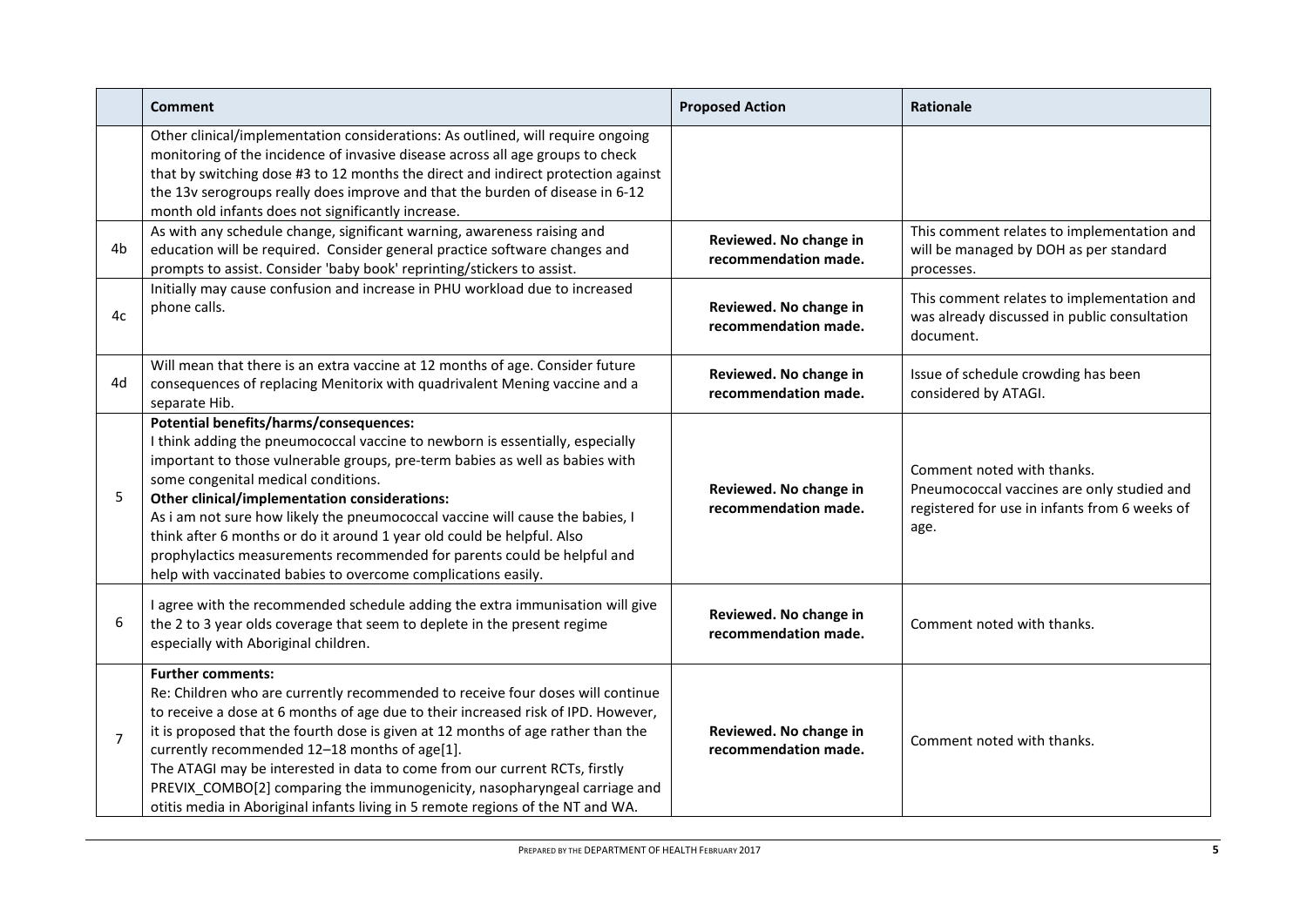| | Comment | Proposed Action | Rationale |
|---|---|---|---|
| | Other clinical/implementation considerations: As outlined, will require ongoing monitoring of the incidence of invasive disease across all age groups to check that by switching dose #3 to 12 months the direct and indirect protection against the 13v serogroups really does improve and that the burden of disease in 6-12 month old infants does not significantly increase. | | |
| 4b | As with any schedule change, significant warning, awareness raising and education will be required. Consider general practice software changes and prompts to assist. Consider 'baby book' reprinting/stickers to assist. | **Reviewed. No change in recommendation made.** | This comment relates to implementation and will be managed by DOH as per standard processes. |
| 4c | Initially may cause confusion and increase in PHU workload due to increased phone calls. | **Reviewed. No change in recommendation made.** | This comment relates to implementation and was already discussed in public consultation document. |
| 4d | Will mean that there is an extra vaccine at 12 months of age. Consider future consequences of replacing Menitorix with quadrivalent Mening vaccine and a separate Hib. | **Reviewed. No change in recommendation made.** | Issue of schedule crowding has been considered by ATAGI. |
| 5 | **Potential benefits/harms/consequences:**<br>I think adding the pneumococcal vaccine to newborn is essentially, especially important to those vulnerable groups, pre-term babies as well as babies with some congenital medical conditions.<br>**Other clinical/implementation considerations:**<br>As i am not sure how likely the pneumococcal vaccine will cause the babies, I think after 6 months or do it around 1 year old could be helpful. Also prophylactics measurements recommended for parents could be helpful and help with vaccinated babies to overcome complications easily. | **Reviewed. No change in recommendation made.** | Comment noted with thanks.<br>Pneumococcal vaccines are only studied and registered for use in infants from 6 weeks of age. |
| 6 | I agree with the recommended schedule adding the extra immunisation will give the 2 to 3 year olds coverage that seem to deplete in the present regime especially with Aboriginal children. | **Reviewed. No change in recommendation made.** | Comment noted with thanks. |
| 7 | **Further comments:**<br>Re: Children who are currently recommended to receive four doses will continue to receive a dose at 6 months of age due to their increased risk of IPD. However, it is proposed that the fourth dose is given at 12 months of age rather than the currently recommended 12–18 months of age[1].<br>The ATAGI may be interested in data to come from our current RCTs, firstly PREVIX_COMBO[2] comparing the immunogenicity, nasopharyngeal carriage and otitis media in Aboriginal infants living in 5 remote regions of the NT and WA. | **Reviewed. No change in recommendation made.** | Comment noted with thanks. |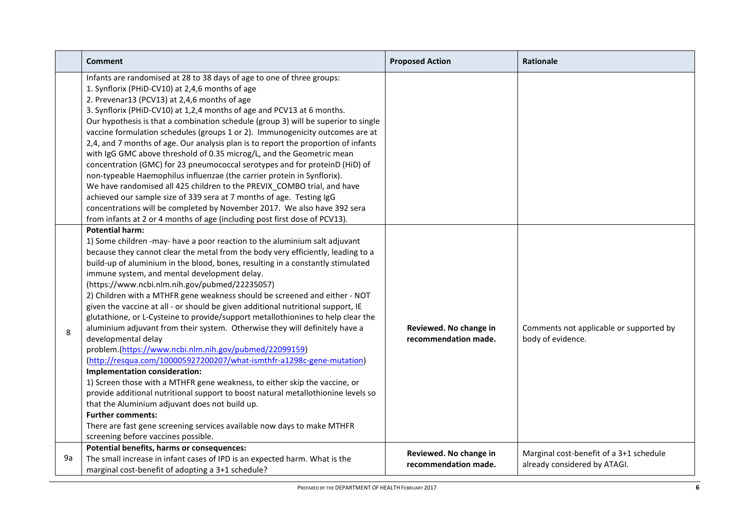| | Comment | Proposed Action | Rationale |
|---|---|---|---|
| | Infants are randomised at 28 to 38 days of age to one of three groups:<br>1. Synflorix (PHiD-CV10) at 2,4,6 months of age<br>2. Prevenar13 (PCV13) at 2,4,6 months of age<br>3. Synflorix (PHiD-CV10) at 1,2,4 months of age and PCV13 at 6 months.<br>Our hypothesis is that a combination schedule (group 3) will be superior to single vaccine formulation schedules (groups 1 or 2). Immunogenicity outcomes are at 2,4, and 7 months of age. Our analysis plan is to report the proportion of infants with IgG GMC above threshold of 0.35 microg/L, and the Geometric mean concentration (GMC) for 23 pneumococcal serotypes and for proteinD (HiD) of non-typeable Haemophilus influenzae (the carrier protein in Synflorix).<br>We have randomised all 425 children to the PREVIX_COMBO trial, and have achieved our sample size of 339 sera at 7 months of age. Testing IgG concentrations will be completed by November 2017. We also have 392 sera from infants at 2 or 4 months of age (including post first dose of PCV13). | | |
| 8 | **Potential harm:**<br>1) Some children -may- have a poor reaction to the aluminium salt adjuvant because they cannot clear the metal from the body very efficiently, leading to a build-up of aluminium in the blood, bones, resulting in a constantly stimulated immune system, and mental development delay. (https://www.ncbi.nlm.nih.gov/pubmed/22235057)<br>2) Children with a MTHFR gene weakness should be screened and either - NOT given the vaccine at all - or should be given additional nutritional support, IE glutathione, or L-Cysteine to provide/support metallothionines to help clear the aluminium adjuvant from their system. Otherwise they will definitely have a developmental delay problem.(https://www.ncbi.nlm.nih.gov/pubmed/22099159) (http://resqua.com/100005927200207/what-ismthfr-a1298c-gene-mutation)<br>**Implementation consideration:**<br>1) Screen those with a MTHFR gene weakness, to either skip the vaccine, or provide additional nutritional support to boost natural metallothionine levels so that the Aluminium adjuvant does not build up.<br>**Further comments:**<br>There are fast gene screening services available now days to make MTHFR screening before vaccines possible. | **Reviewed. No change in recommendation made.** | Comments not applicable or supported by body of evidence. |
| 9a | **Potential benefits, harms or consequences:**<br>The small increase in infant cases of IPD is an expected harm. What is the marginal cost-benefit of adopting a 3+1 schedule? | **Reviewed. No change in recommendation made.** | Marginal cost-benefit of a 3+1 schedule already considered by ATAGI. |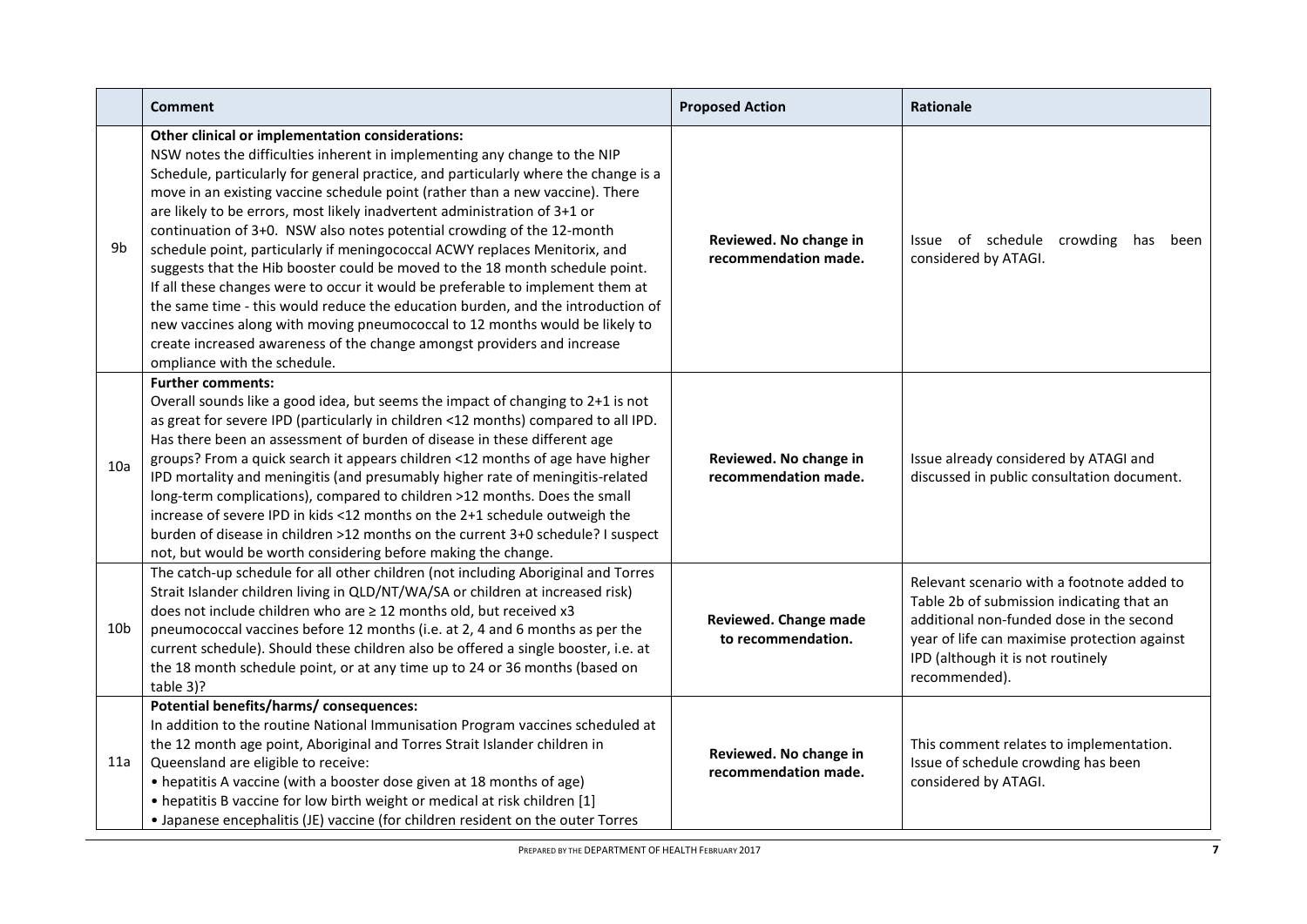|  | Comment | Proposed Action | Rationale |
| --- | --- | --- | --- |
| 9b | **Other clinical or implementation considerations:** NSW notes the difficulties inherent in implementing any change to the NIP Schedule, particularly for general practice, and particularly where the change is a move in an existing vaccine schedule point (rather than a new vaccine). There are likely to be errors, most likely inadvertent administration of 3+1 or continuation of 3+0. NSW also notes potential crowding of the 12-month schedule point, particularly if meningococcal ACWY replaces Menitorix, and suggests that the Hib booster could be moved to the 18 month schedule point. If all these changes were to occur it would be preferable to implement them at the same time - this would reduce the education burden, and the introduction of new vaccines along with moving pneumococcal to 12 months would be likely to create increased awareness of the change amongst providers and increase ompliance with the schedule. | **Reviewed. No change in recommendation made.** | Issue of schedule crowding has been considered by ATAGI. |
| 10a | **Further comments:** Overall sounds like a good idea, but seems the impact of changing to 2+1 is not as great for severe IPD (particularly in children <12 months) compared to all IPD. Has there been an assessment of burden of disease in these different age groups? From a quick search it appears children <12 months of age have higher IPD mortality and meningitis (and presumably higher rate of meningitis-related long-term complications), compared to children >12 months. Does the small increase of severe IPD in kids <12 months on the 2+1 schedule outweigh the burden of disease in children >12 months on the current 3+0 schedule? I suspect not, but would be worth considering before making the change. | **Reviewed. No change in recommendation made.** | Issue already considered by ATAGI and discussed in public consultation document. |
| 10b | The catch-up schedule for all other children (not including Aboriginal and Torres Strait Islander children living in QLD/NT/WA/SA or children at increased risk) does not include children who are ≥ 12 months old, but received x3 pneumococcal vaccines before 12 months (i.e. at 2, 4 and 6 months as per the current schedule). Should these children also be offered a single booster, i.e. at the 18 month schedule point, or at any time up to 24 or 36 months (based on table 3)? | **Reviewed. Change made to recommendation.** | Relevant scenario with a footnote added to Table 2b of submission indicating that an additional non-funded dose in the second year of life can maximise protection against IPD (although it is not routinely recommended). |
| 11a | **Potential benefits/harms/ consequences:** In addition to the routine National Immunisation Program vaccines scheduled at the 12 month age point, Aboriginal and Torres Strait Islander children in Queensland are eligible to receive:<br>• hepatitis A vaccine (with a booster dose given at 18 months of age)<br>• hepatitis B vaccine for low birth weight or medical at risk children [1]<br>• Japanese encephalitis (JE) vaccine (for children resident on the outer Torres | **Reviewed. No change in recommendation made.** | This comment relates to implementation. Issue of schedule crowding has been considered by ATAGI. |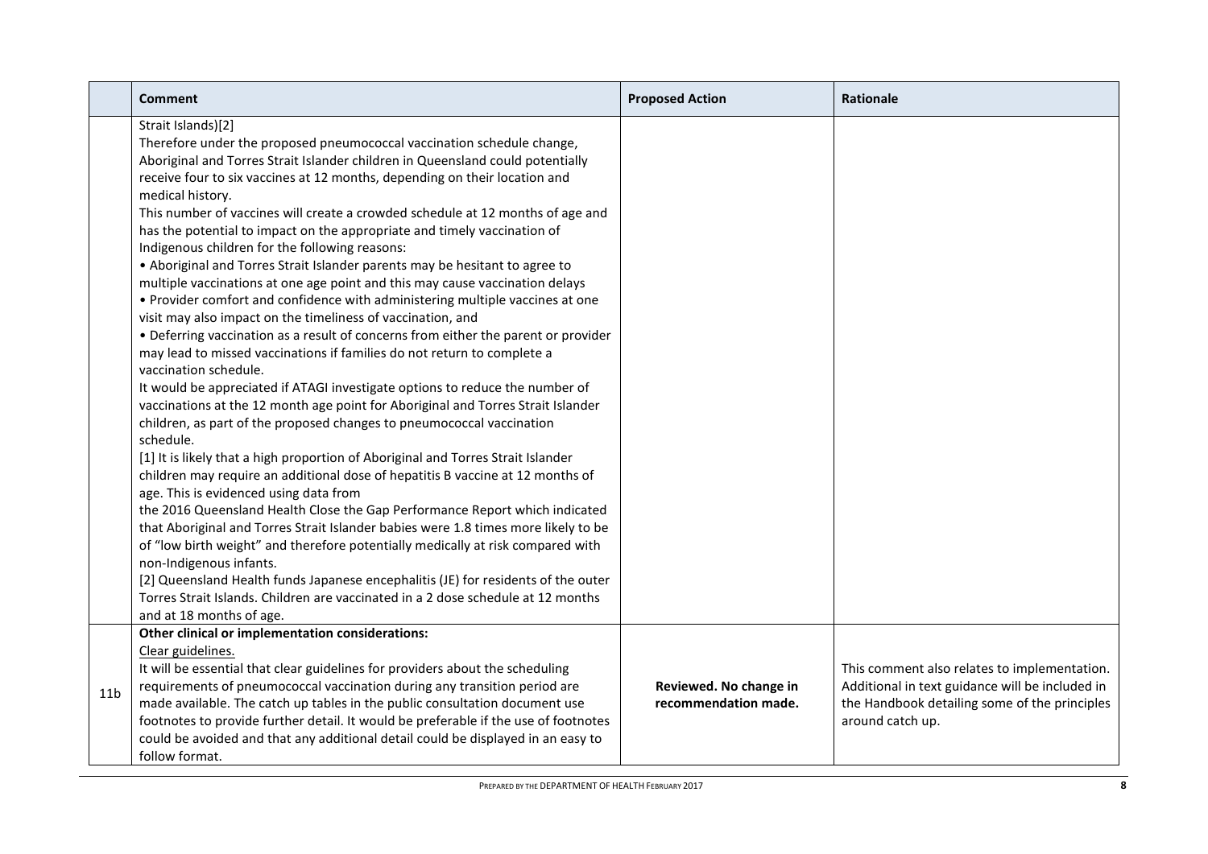| | Comment | Proposed Action | Rationale |
|---|---|---|---|
| | Strait Islands)[2]<br>Therefore under the proposed pneumococcal vaccination schedule change, Aboriginal and Torres Strait Islander children in Queensland could potentially receive four to six vaccines at 12 months, depending on their location and medical history.<br>This number of vaccines will create a crowded schedule at 12 months of age and has the potential to impact on the appropriate and timely vaccination of Indigenous children for the following reasons:<br>• Aboriginal and Torres Strait Islander parents may be hesitant to agree to multiple vaccinations at one age point and this may cause vaccination delays<br>• Provider comfort and confidence with administering multiple vaccines at one visit may also impact on the timeliness of vaccination, and<br>• Deferring vaccination as a result of concerns from either the parent or provider may lead to missed vaccinations if families do not return to complete a vaccination schedule.<br>It would be appreciated if ATAGI investigate options to reduce the number of vaccinations at the 12 month age point for Aboriginal and Torres Strait Islander children, as part of the proposed changes to pneumococcal vaccination schedule.<br>[1] It is likely that a high proportion of Aboriginal and Torres Strait Islander children may require an additional dose of hepatitis B vaccine at 12 months of age. This is evidenced using data from the 2016 Queensland Health Close the Gap Performance Report which indicated that Aboriginal and Torres Strait Islander babies were 1.8 times more likely to be of "low birth weight" and therefore potentially medically at risk compared with non-Indigenous infants.<br>[2] Queensland Health funds Japanese encephalitis (JE) for residents of the outer Torres Strait Islands. Children are vaccinated in a 2 dose schedule at 12 months and at 18 months of age. | | |
| 11b | **Other clinical or implementation considerations:**<br>Clear guidelines.<br>It will be essential that clear guidelines for providers about the scheduling requirements of pneumococcal vaccination during any transition period are made available. The catch up tables in the public consultation document use footnotes to provide further detail. It would be preferable if the use of footnotes could be avoided and that any additional detail could be displayed in an easy to follow format. | **Reviewed. No change in recommendation made.** | This comment also relates to implementation. Additional in text guidance will be included in the Handbook detailing some of the principles around catch up. |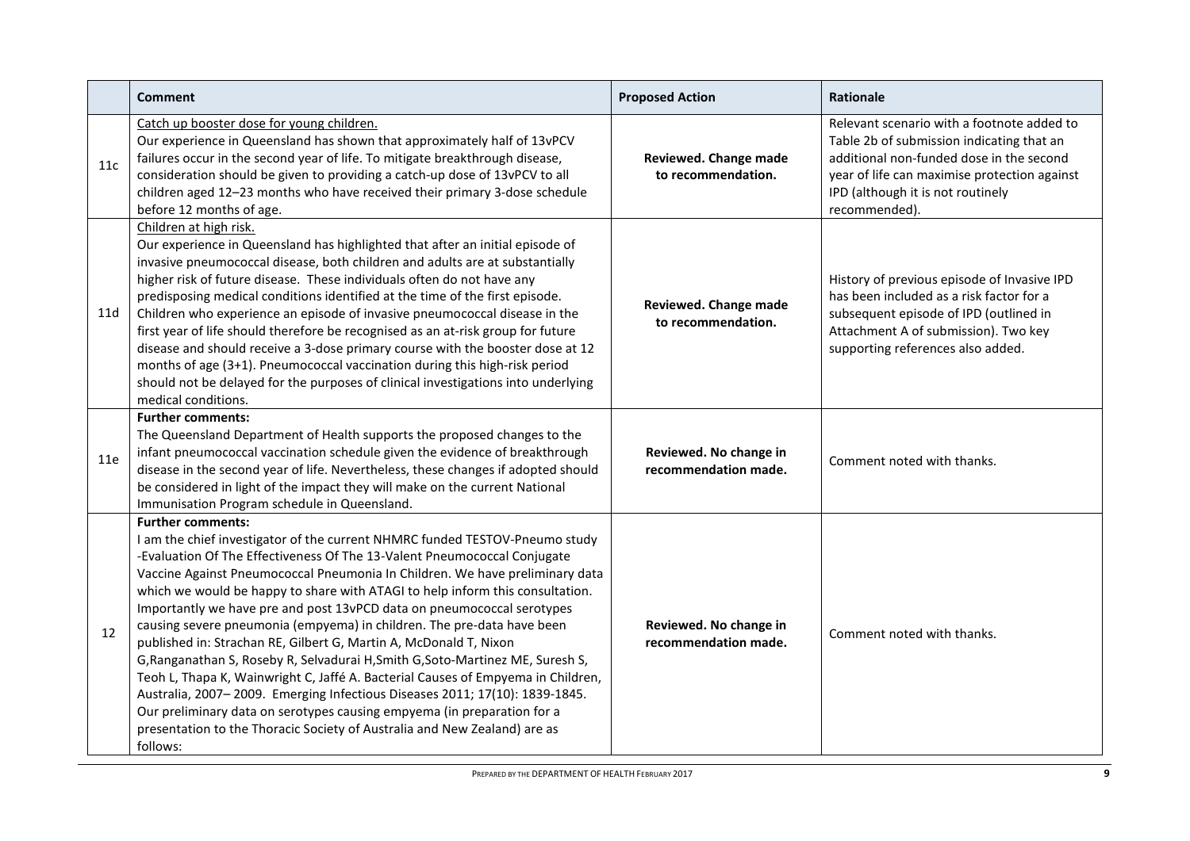| | Comment | Proposed Action | Rationale |
|---|---|---|---|
| 11c | Catch up booster dose for young children. Our experience in Queensland has shown that approximately half of 13vPCV failures occur in the second year of life. To mitigate breakthrough disease, consideration should be given to providing a catch-up dose of 13vPCV to all children aged 12–23 months who have received their primary 3-dose schedule before 12 months of age. | **Reviewed. Change made to recommendation.** | Relevant scenario with a footnote added to Table 2b of submission indicating that an additional non-funded dose in the second year of life can maximise protection against IPD (although it is not routinely recommended). |
| 11d | Children at high risk. Our experience in Queensland has highlighted that after an initial episode of invasive pneumococcal disease, both children and adults are at substantially higher risk of future disease. These individuals often do not have any predisposing medical conditions identified at the time of the first episode. Children who experience an episode of invasive pneumococcal disease in the first year of life should therefore be recognised as an at-risk group for future disease and should receive a 3-dose primary course with the booster dose at 12 months of age (3+1). Pneumococcal vaccination during this high-risk period should not be delayed for the purposes of clinical investigations into underlying medical conditions. | **Reviewed. Change made to recommendation.** | History of previous episode of Invasive IPD has been included as a risk factor for a subsequent episode of IPD (outlined in Attachment A of submission). Two key supporting references also added. |
| 11e | **Further comments:** The Queensland Department of Health supports the proposed changes to the infant pneumococcal vaccination schedule given the evidence of breakthrough disease in the second year of life. Nevertheless, these changes if adopted should be considered in light of the impact they will make on the current National Immunisation Program schedule in Queensland. | **Reviewed. No change in recommendation made.** | Comment noted with thanks. |
| 12 | **Further comments:** I am the chief investigator of the current NHMRC funded TESTOV-Pneumo study -Evaluation Of The Effectiveness Of The 13-Valent Pneumococcal Conjugate Vaccine Against Pneumococcal Pneumonia In Children. We have preliminary data which we would be happy to share with ATAGI to help inform this consultation. Importantly we have pre and post 13vPCD data on pneumococcal serotypes causing severe pneumonia (empyema) in children. The pre-data have been published in: Strachan RE, Gilbert G, Martin A, McDonald T, Nixon G,Ranganathan S, Roseby R, Selvadurai H,Smith G,Soto-Martinez ME, Suresh S, Teoh L, Thapa K, Wainwright C, Jaffé A. Bacterial Causes of Empyema in Children, Australia, 2007– 2009. Emerging Infectious Diseases 2011; 17(10): 1839-1845. Our preliminary data on serotypes causing empyema (in preparation for a presentation to the Thoracic Society of Australia and New Zealand) are as follows: | **Reviewed. No change in recommendation made.** | Comment noted with thanks. |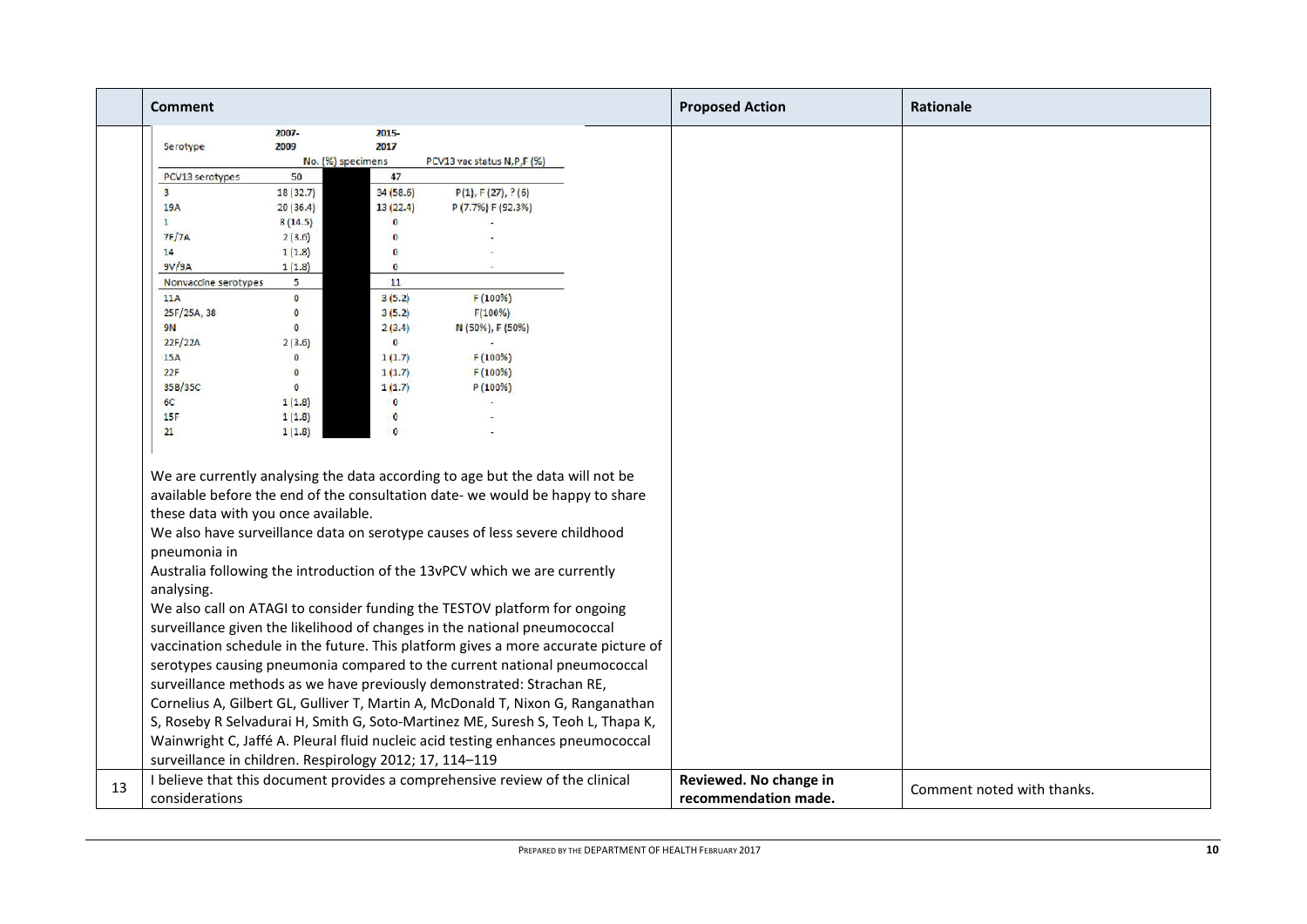| | Comment | Proposed Action | Rationale |
|---|---|---|---|
| | (table below) | | |

| Serotype | 2007-2009 | | 2015-2017 | |
|---|---|---|---|---|
| | No. (%) specimens | | | PCV13 vac status N,P,F (%) |
| PCV13 serotypes | 50 | | 47 | |
| 3 | 18 (32.7) | | 34 (58.6) | P(1), F (27), ? (6) |
| 19A | 20 (36.4) | | 13 (22.4) | P (7.7%) F (92.3%) |
| 1 | 8 (14.5) | | 0 | - |
| 7F/7A | 2 (3.6) | | 0 | - |
| 14 | 1 (1.8) | | 0 | - |
| 9V/9A | 1 (1.8) | | 0 | - |
| Nonvaccine serotypes | 5 | | 11 | |
| 11A | 0 | | 3 (5.2) | F (100%) |
| 25F/25A, 38 | 0 | | 3 (5.2) | F(100%) |
| 9N | 0 | | 2 (3.4) | N (50%), F (50%) |
| 22F/22A | 2 (3.6) | | 0 | - |
| 15A | 0 | | 1 (1.7) | F (100%) |
| 22F | 0 | | 1 (1.7) | F (100%) |
| 35B/35C | 0 | | 1 (1.7) | P (100%) |
| 6C | 1 (1.8) | | 0 | - |
| 15F | 1 (1.8) | | 0 | - |
| 21 | 1 (1.8) | | 0 | - |

We are currently analysing the data according to age but the data will not be available before the end of the consultation date- we would be happy to share these data with you once available.

We also have surveillance data on serotype causes of less severe childhood pneumonia in Australia following the introduction of the 13vPCV which we are currently analysing.

We also call on ATAGI to consider funding the TESTOV platform for ongoing surveillance given the likelihood of changes in the national pneumococcal vaccination schedule in the future. This platform gives a more accurate picture of serotypes causing pneumonia compared to the current national pneumococcal surveillance methods as we have previously demonstrated: Strachan RE, Cornelius A, Gilbert GL, Gulliver T, Martin A, McDonald T, Nixon G, Ranganathan S, Roseby R Selvadurai H, Smith G, Soto-Martinez ME, Suresh S, Teoh L, Thapa K, Wainwright C, Jaffé A. Pleural fluid nucleic acid testing enhances pneumococcal surveillance in children. Respirology 2012; 17, 114–119

| | Comment | Proposed Action | Rationale |
|---|---|---|---|
| 13 | I believe that this document provides a comprehensive review of the clinical considerations | **Reviewed. No change in recommendation made.** | Comment noted with thanks. |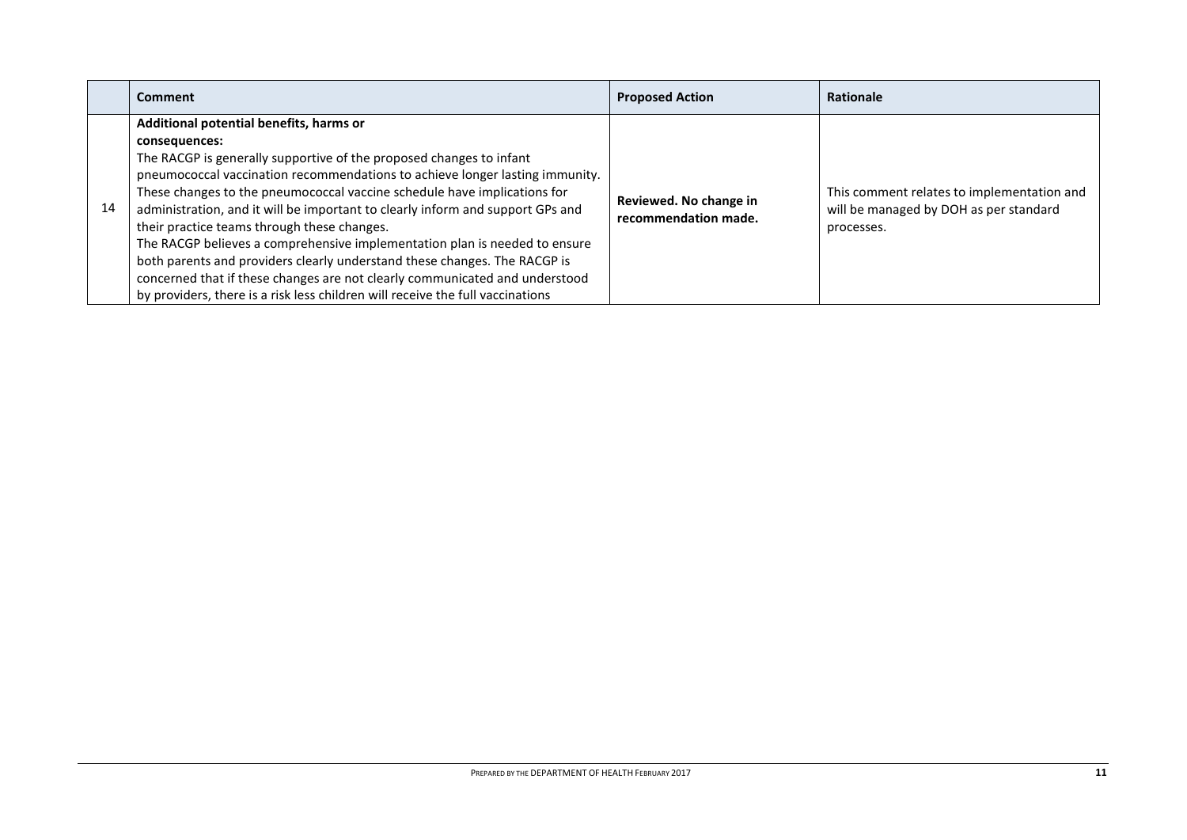|  | Comment | Proposed Action | Rationale |
|---|---|---|---|
| 14 | **Additional potential benefits, harms or consequences:** The RACGP is generally supportive of the proposed changes to infant pneumococcal vaccination recommendations to achieve longer lasting immunity. These changes to the pneumococcal vaccine schedule have implications for administration, and it will be important to clearly inform and support GPs and their practice teams through these changes. The RACGP believes a comprehensive implementation plan is needed to ensure both parents and providers clearly understand these changes. The RACGP is concerned that if these changes are not clearly communicated and understood by providers, there is a risk less children will receive the full vaccinations | **Reviewed. No change in recommendation made.** | This comment relates to implementation and will be managed by DOH as per standard processes. |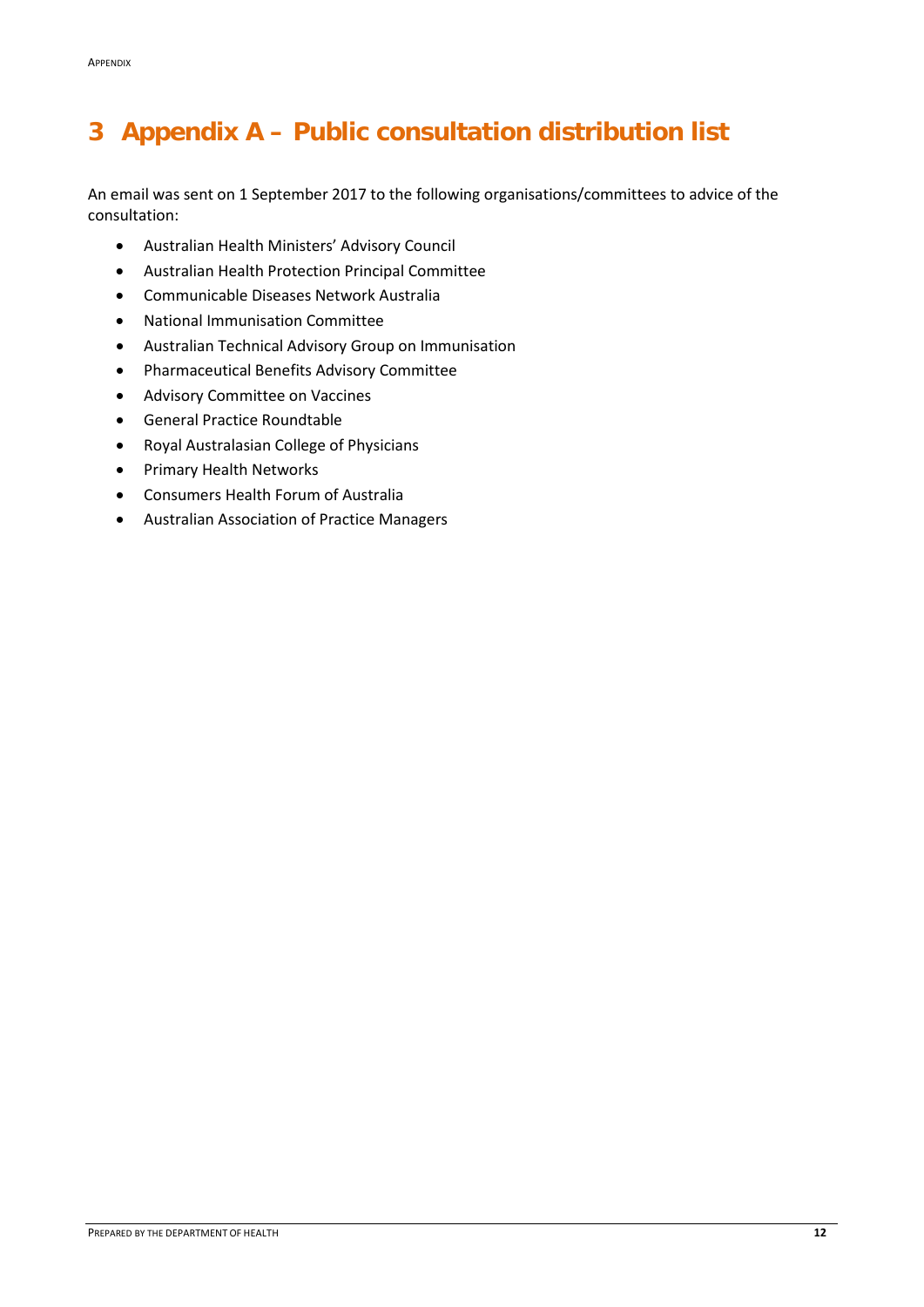# 3 Appendix A – Public consultation distribution list

An email was sent on 1 September 2017 to the following organisations/committees to advice of the consultation:

- Australian Health Ministers' Advisory Council
- Australian Health Protection Principal Committee
- Communicable Diseases Network Australia
- National Immunisation Committee
- Australian Technical Advisory Group on Immunisation
- Pharmaceutical Benefits Advisory Committee
- Advisory Committee on Vaccines
- General Practice Roundtable
- Royal Australasian College of Physicians
- Primary Health Networks
- Consumers Health Forum of Australia
- Australian Association of Practice Managers